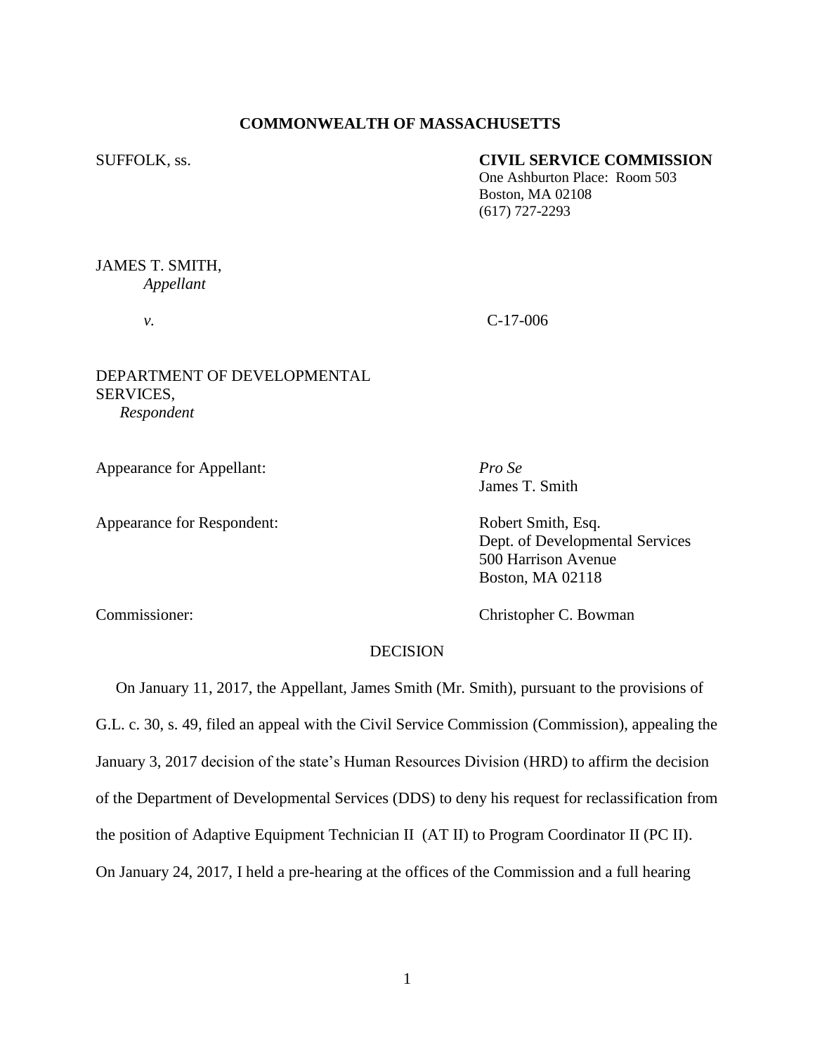**COMMONWEALTH OF MASSACHUSETTS**

SUFFOLK, ss.

**CIVIL SERVICE COMMISSION**
One Ashburton Place: Room 503
Boston, MA 02108
(617) 727-2293

JAMES T. SMITH,
*Appellant*

*v.* C-17-006

DEPARTMENT OF DEVELOPMENTAL SERVICES,
*Respondent*

Appearance for Appellant: *Pro Se*
James T. Smith

Appearance for Respondent: Robert Smith, Esq.
Dept. of Developmental Services
500 Harrison Avenue
Boston, MA 02118

Commissioner: Christopher C. Bowman

DECISION

On January 11, 2017, the Appellant, James Smith (Mr. Smith), pursuant to the provisions of G.L. c. 30, s. 49, filed an appeal with the Civil Service Commission (Commission), appealing the January 3, 2017 decision of the state's Human Resources Division (HRD) to affirm the decision of the Department of Developmental Services (DDS) to deny his request for reclassification from the position of Adaptive Equipment Technician II (AT II) to Program Coordinator II (PC II). On January 24, 2017, I held a pre-hearing at the offices of the Commission and a full hearing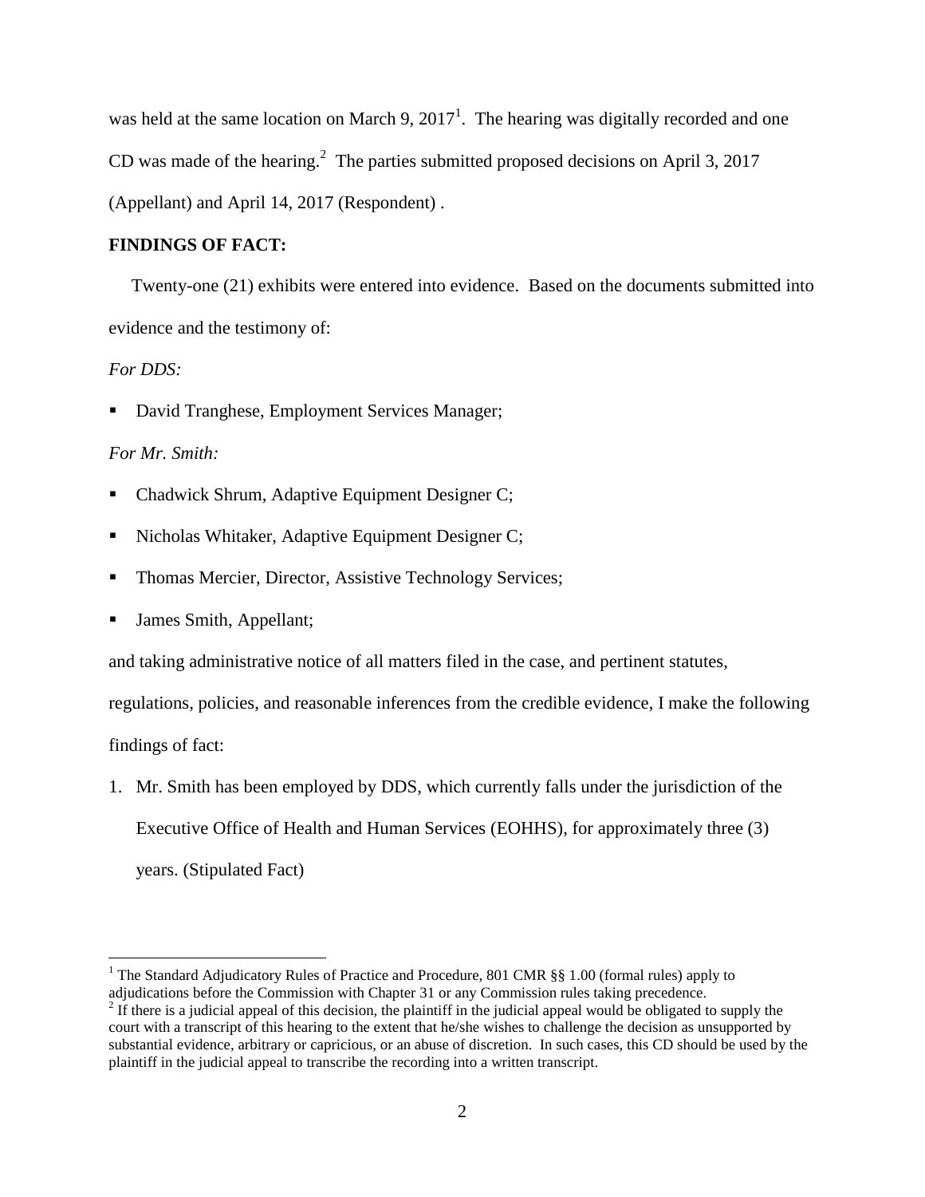was held at the same location on March 9, 2017[1]. The hearing was digitally recorded and one CD was made of the hearing.[2] The parties submitted proposed decisions on April 3, 2017 (Appellant) and April 14, 2017 (Respondent) .

**FINDINGS OF FACT:**

Twenty-one (21) exhibits were entered into evidence. Based on the documents submitted into evidence and the testimony of:

*For DDS:*

- David Tranghese, Employment Services Manager;

*For Mr. Smith:*

- Chadwick Shrum, Adaptive Equipment Designer C;
- Nicholas Whitaker, Adaptive Equipment Designer C;
- Thomas Mercier, Director, Assistive Technology Services;
- James Smith, Appellant;

and taking administrative notice of all matters filed in the case, and pertinent statutes, regulations, policies, and reasonable inferences from the credible evidence, I make the following findings of fact:

1. Mr. Smith has been employed by DDS, which currently falls under the jurisdiction of the Executive Office of Health and Human Services (EOHHS), for approximately three (3) years. (Stipulated Fact)

---

[1] The Standard Adjudicatory Rules of Practice and Procedure, 801 CMR §§ 1.00 (formal rules) apply to adjudications before the Commission with Chapter 31 or any Commission rules taking precedence.

[2] If there is a judicial appeal of this decision, the plaintiff in the judicial appeal would be obligated to supply the court with a transcript of this hearing to the extent that he/she wishes to challenge the decision as unsupported by substantial evidence, arbitrary or capricious, or an abuse of discretion. In such cases, this CD should be used by the plaintiff in the judicial appeal to transcribe the recording into a written transcript.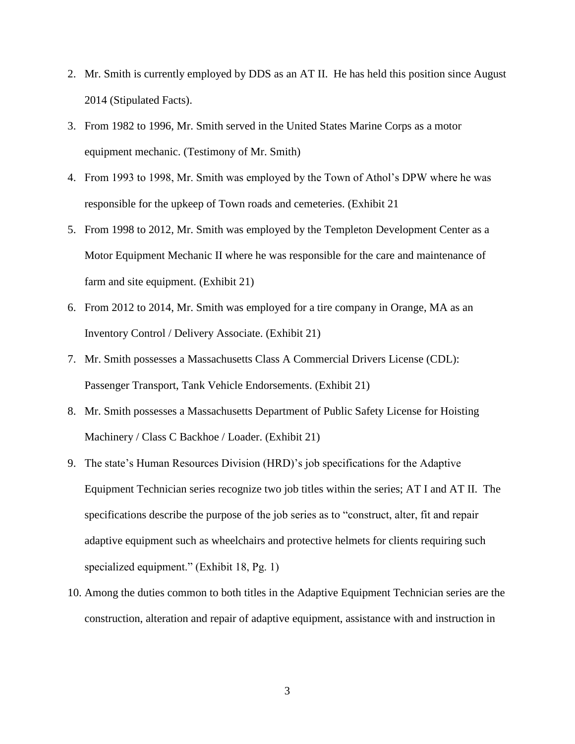2. Mr. Smith is currently employed by DDS as an AT II. He has held this position since August 2014 (Stipulated Facts).
3. From 1982 to 1996, Mr. Smith served in the United States Marine Corps as a motor equipment mechanic. (Testimony of Mr. Smith)
4. From 1993 to 1998, Mr. Smith was employed by the Town of Athol's DPW where he was responsible for the upkeep of Town roads and cemeteries. (Exhibit 21
5. From 1998 to 2012, Mr. Smith was employed by the Templeton Development Center as a Motor Equipment Mechanic II where he was responsible for the care and maintenance of farm and site equipment. (Exhibit 21)
6. From 2012 to 2014, Mr. Smith was employed for a tire company in Orange, MA as an Inventory Control / Delivery Associate. (Exhibit 21)
7. Mr. Smith possesses a Massachusetts Class A Commercial Drivers License (CDL): Passenger Transport, Tank Vehicle Endorsements. (Exhibit 21)
8. Mr. Smith possesses a Massachusetts Department of Public Safety License for Hoisting Machinery / Class C Backhoe / Loader. (Exhibit 21)
9. The state's Human Resources Division (HRD)'s job specifications for the Adaptive Equipment Technician series recognize two job titles within the series; AT I and AT II. The specifications describe the purpose of the job series as to "construct, alter, fit and repair adaptive equipment such as wheelchairs and protective helmets for clients requiring such specialized equipment." (Exhibit 18, Pg. 1)
10. Among the duties common to both titles in the Adaptive Equipment Technician series are the construction, alteration and repair of adaptive equipment, assistance with and instruction in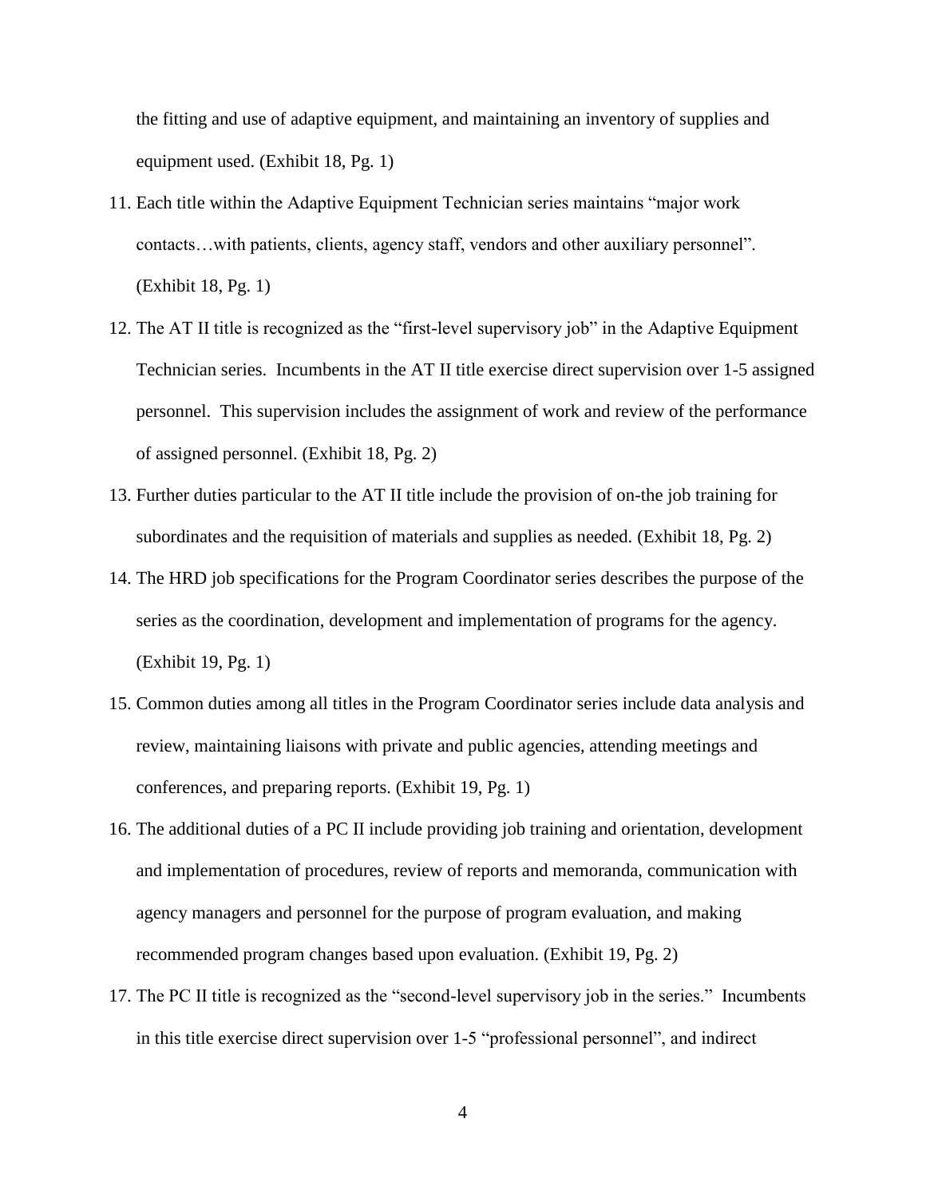the fitting and use of adaptive equipment, and maintaining an inventory of supplies and equipment used. (Exhibit 18, Pg. 1)

11. Each title within the Adaptive Equipment Technician series maintains "major work contacts…with patients, clients, agency staff, vendors and other auxiliary personnel". (Exhibit 18, Pg. 1)
12. The AT II title is recognized as the "first-level supervisory job" in the Adaptive Equipment Technician series. Incumbents in the AT II title exercise direct supervision over 1-5 assigned personnel. This supervision includes the assignment of work and review of the performance of assigned personnel. (Exhibit 18, Pg. 2)
13. Further duties particular to the AT II title include the provision of on-the job training for subordinates and the requisition of materials and supplies as needed. (Exhibit 18, Pg. 2)
14. The HRD job specifications for the Program Coordinator series describes the purpose of the series as the coordination, development and implementation of programs for the agency. (Exhibit 19, Pg. 1)
15. Common duties among all titles in the Program Coordinator series include data analysis and review, maintaining liaisons with private and public agencies, attending meetings and conferences, and preparing reports. (Exhibit 19, Pg. 1)
16. The additional duties of a PC II include providing job training and orientation, development and implementation of procedures, review of reports and memoranda, communication with agency managers and personnel for the purpose of program evaluation, and making recommended program changes based upon evaluation. (Exhibit 19, Pg. 2)
17. The PC II title is recognized as the "second-level supervisory job in the series." Incumbents in this title exercise direct supervision over 1-5 "professional personnel", and indirect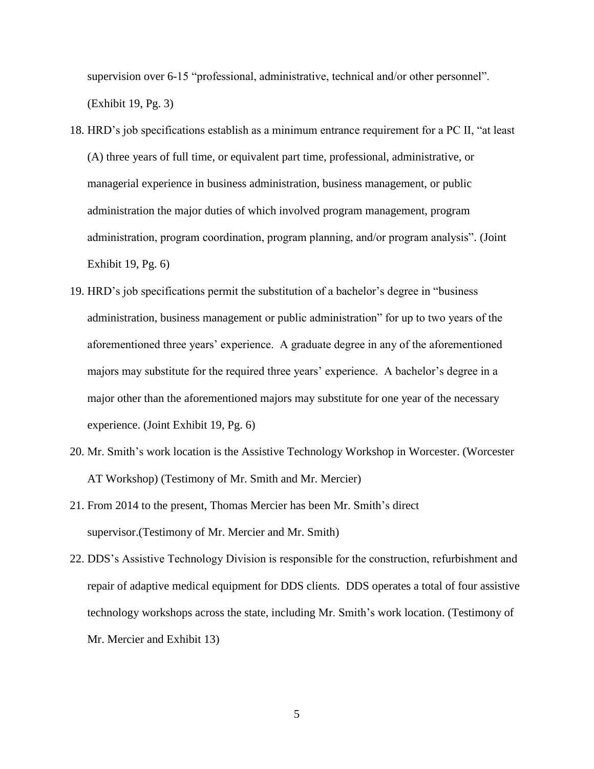supervision over 6-15 "professional, administrative, technical and/or other personnel". (Exhibit 19, Pg. 3)

18. HRD's job specifications establish as a minimum entrance requirement for a PC II, "at least (A) three years of full time, or equivalent part time, professional, administrative, or managerial experience in business administration, business management, or public administration the major duties of which involved program management, program administration, program coordination, program planning, and/or program analysis". (Joint Exhibit 19, Pg. 6)
19. HRD's job specifications permit the substitution of a bachelor's degree in "business administration, business management or public administration" for up to two years of the aforementioned three years' experience. A graduate degree in any of the aforementioned majors may substitute for the required three years' experience. A bachelor's degree in a major other than the aforementioned majors may substitute for one year of the necessary experience. (Joint Exhibit 19, Pg. 6)
20. Mr. Smith's work location is the Assistive Technology Workshop in Worcester. (Worcester AT Workshop) (Testimony of Mr. Smith and Mr. Mercier)
21. From 2014 to the present, Thomas Mercier has been Mr. Smith's direct supervisor.(Testimony of Mr. Mercier and Mr. Smith)
22. DDS's Assistive Technology Division is responsible for the construction, refurbishment and repair of adaptive medical equipment for DDS clients. DDS operates a total of four assistive technology workshops across the state, including Mr. Smith's work location. (Testimony of Mr. Mercier and Exhibit 13)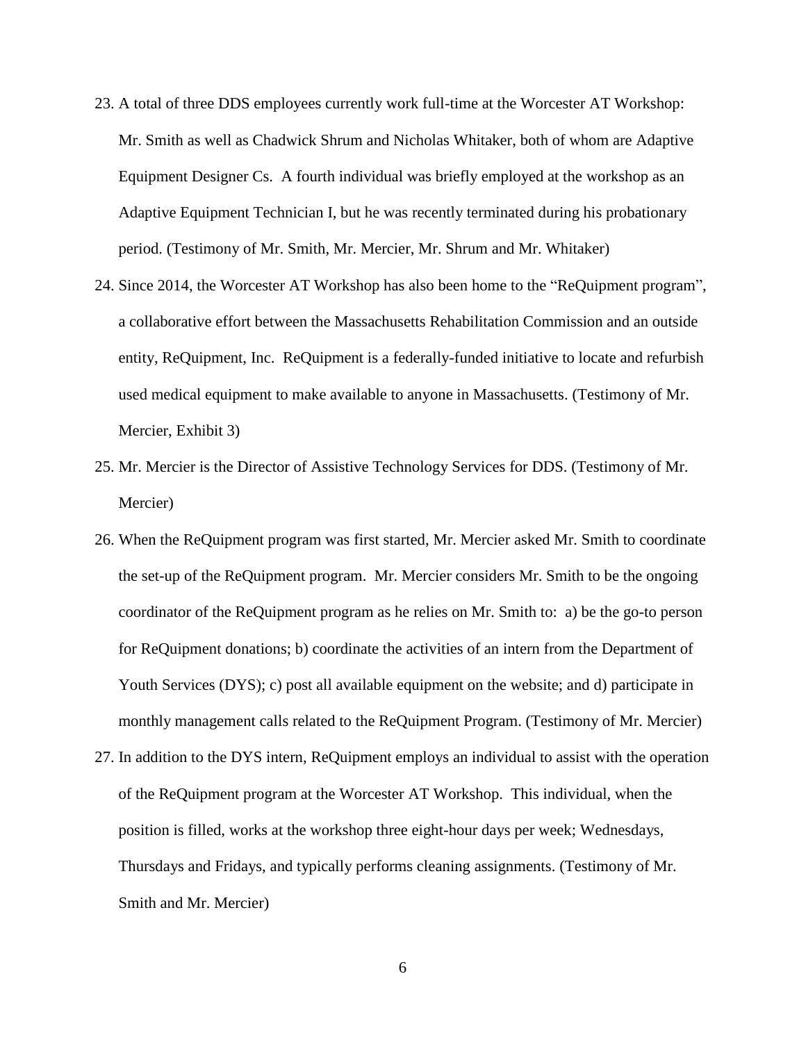23. A total of three DDS employees currently work full-time at the Worcester AT Workshop: Mr. Smith as well as Chadwick Shrum and Nicholas Whitaker, both of whom are Adaptive Equipment Designer Cs. A fourth individual was briefly employed at the workshop as an Adaptive Equipment Technician I, but he was recently terminated during his probationary period. (Testimony of Mr. Smith, Mr. Mercier, Mr. Shrum and Mr. Whitaker)

24. Since 2014, the Worcester AT Workshop has also been home to the "ReQuipment program", a collaborative effort between the Massachusetts Rehabilitation Commission and an outside entity, ReQuipment, Inc. ReQuipment is a federally-funded initiative to locate and refurbish used medical equipment to make available to anyone in Massachusetts. (Testimony of Mr. Mercier, Exhibit 3)

25. Mr. Mercier is the Director of Assistive Technology Services for DDS. (Testimony of Mr. Mercier)

26. When the ReQuipment program was first started, Mr. Mercier asked Mr. Smith to coordinate the set-up of the ReQuipment program. Mr. Mercier considers Mr. Smith to be the ongoing coordinator of the ReQuipment program as he relies on Mr. Smith to: a) be the go-to person for ReQuipment donations; b) coordinate the activities of an intern from the Department of Youth Services (DYS); c) post all available equipment on the website; and d) participate in monthly management calls related to the ReQuipment Program. (Testimony of Mr. Mercier)

27. In addition to the DYS intern, ReQuipment employs an individual to assist with the operation of the ReQuipment program at the Worcester AT Workshop. This individual, when the position is filled, works at the workshop three eight-hour days per week; Wednesdays, Thursdays and Fridays, and typically performs cleaning assignments. (Testimony of Mr. Smith and Mr. Mercier)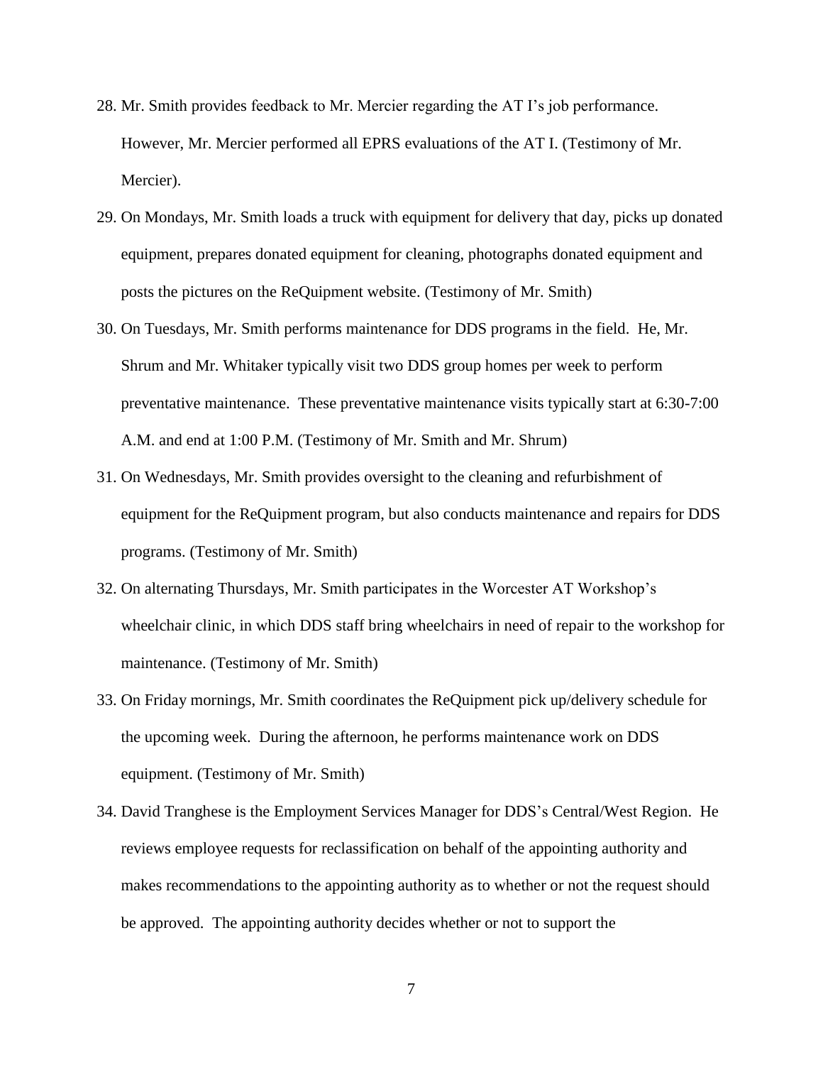28. Mr. Smith provides feedback to Mr. Mercier regarding the AT I's job performance. However, Mr. Mercier performed all EPRS evaluations of the AT I. (Testimony of Mr. Mercier).

29. On Mondays, Mr. Smith loads a truck with equipment for delivery that day, picks up donated equipment, prepares donated equipment for cleaning, photographs donated equipment and posts the pictures on the ReQuipment website. (Testimony of Mr. Smith)

30. On Tuesdays, Mr. Smith performs maintenance for DDS programs in the field. He, Mr. Shrum and Mr. Whitaker typically visit two DDS group homes per week to perform preventative maintenance. These preventative maintenance visits typically start at 6:30-7:00 A.M. and end at 1:00 P.M. (Testimony of Mr. Smith and Mr. Shrum)

31. On Wednesdays, Mr. Smith provides oversight to the cleaning and refurbishment of equipment for the ReQuipment program, but also conducts maintenance and repairs for DDS programs. (Testimony of Mr. Smith)

32. On alternating Thursdays, Mr. Smith participates in the Worcester AT Workshop's wheelchair clinic, in which DDS staff bring wheelchairs in need of repair to the workshop for maintenance. (Testimony of Mr. Smith)

33. On Friday mornings, Mr. Smith coordinates the ReQuipment pick up/delivery schedule for the upcoming week. During the afternoon, he performs maintenance work on DDS equipment. (Testimony of Mr. Smith)

34. David Tranghese is the Employment Services Manager for DDS's Central/West Region. He reviews employee requests for reclassification on behalf of the appointing authority and makes recommendations to the appointing authority as to whether or not the request should be approved. The appointing authority decides whether or not to support the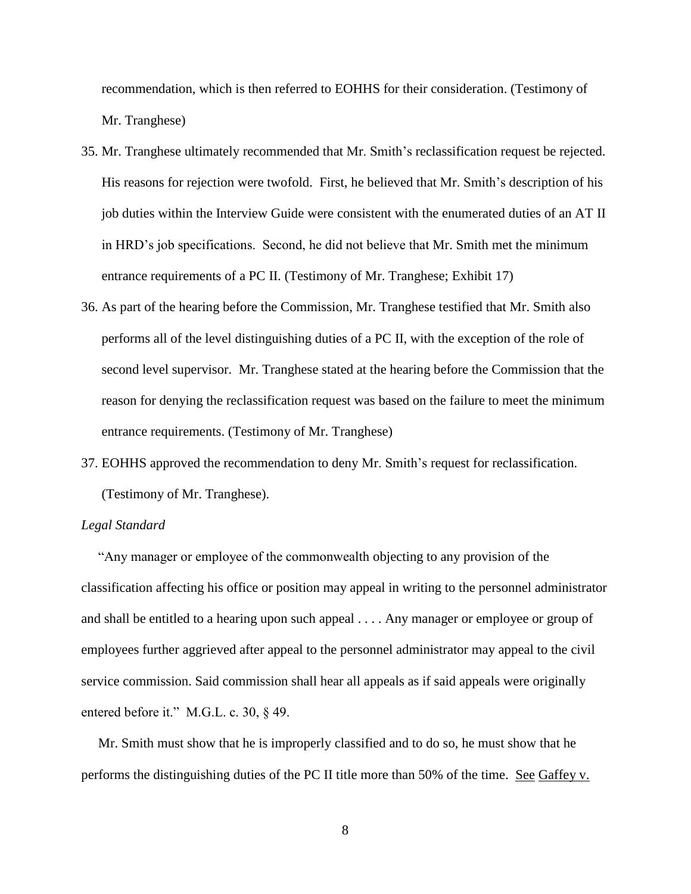recommendation, which is then referred to EOHHS for their consideration. (Testimony of Mr. Tranghese)

35. Mr. Tranghese ultimately recommended that Mr. Smith's reclassification request be rejected. His reasons for rejection were twofold. First, he believed that Mr. Smith's description of his job duties within the Interview Guide were consistent with the enumerated duties of an AT II in HRD's job specifications. Second, he did not believe that Mr. Smith met the minimum entrance requirements of a PC II. (Testimony of Mr. Tranghese; Exhibit 17)

36. As part of the hearing before the Commission, Mr. Tranghese testified that Mr. Smith also performs all of the level distinguishing duties of a PC II, with the exception of the role of second level supervisor. Mr. Tranghese stated at the hearing before the Commission that the reason for denying the reclassification request was based on the failure to meet the minimum entrance requirements. (Testimony of Mr. Tranghese)

37. EOHHS approved the recommendation to deny Mr. Smith's request for reclassification. (Testimony of Mr. Tranghese).

*Legal Standard*

"Any manager or employee of the commonwealth objecting to any provision of the classification affecting his office or position may appeal in writing to the personnel administrator and shall be entitled to a hearing upon such appeal . . . . Any manager or employee or group of employees further aggrieved after appeal to the personnel administrator may appeal to the civil service commission. Said commission shall hear all appeals as if said appeals were originally entered before it." M.G.L. c. 30, § 49.

Mr. Smith must show that he is improperly classified and to do so, he must show that he performs the distinguishing duties of the PC II title more than 50% of the time. See Gaffey v.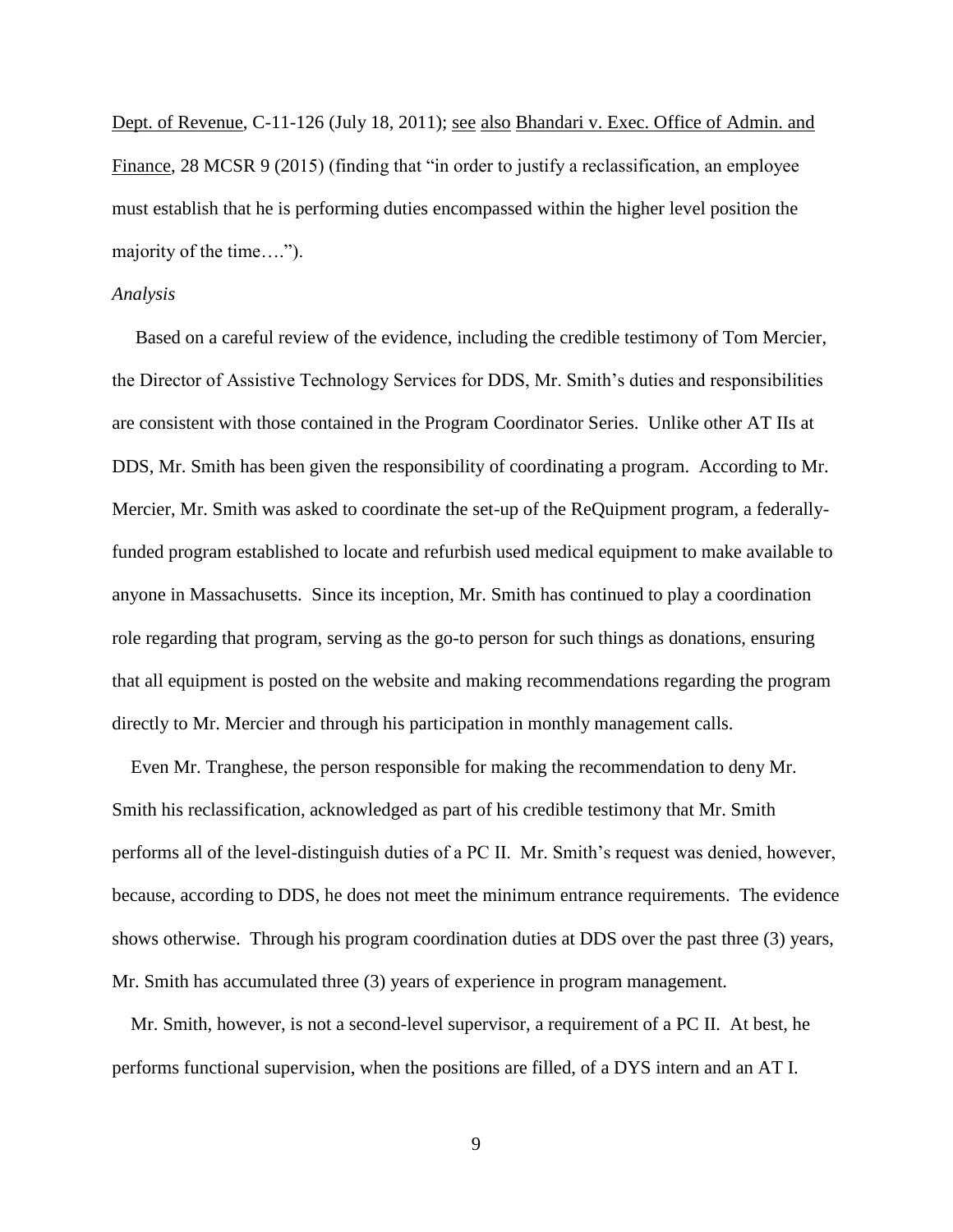Dept. of Revenue, C-11-126 (July 18, 2011); see also Bhandari v. Exec. Office of Admin. and Finance, 28 MCSR 9 (2015) (finding that "in order to justify a reclassification, an employee must establish that he is performing duties encompassed within the higher level position the majority of the time….").

*Analysis*

Based on a careful review of the evidence, including the credible testimony of Tom Mercier, the Director of Assistive Technology Services for DDS, Mr. Smith's duties and responsibilities are consistent with those contained in the Program Coordinator Series. Unlike other AT IIs at DDS, Mr. Smith has been given the responsibility of coordinating a program. According to Mr. Mercier, Mr. Smith was asked to coordinate the set-up of the ReQuipment program, a federally-funded program established to locate and refurbish used medical equipment to make available to anyone in Massachusetts. Since its inception, Mr. Smith has continued to play a coordination role regarding that program, serving as the go-to person for such things as donations, ensuring that all equipment is posted on the website and making recommendations regarding the program directly to Mr. Mercier and through his participation in monthly management calls.

Even Mr. Tranghese, the person responsible for making the recommendation to deny Mr. Smith his reclassification, acknowledged as part of his credible testimony that Mr. Smith performs all of the level-distinguish duties of a PC II. Mr. Smith's request was denied, however, because, according to DDS, he does not meet the minimum entrance requirements. The evidence shows otherwise. Through his program coordination duties at DDS over the past three (3) years, Mr. Smith has accumulated three (3) years of experience in program management.

Mr. Smith, however, is not a second-level supervisor, a requirement of a PC II. At best, he performs functional supervision, when the positions are filled, of a DYS intern and an AT I.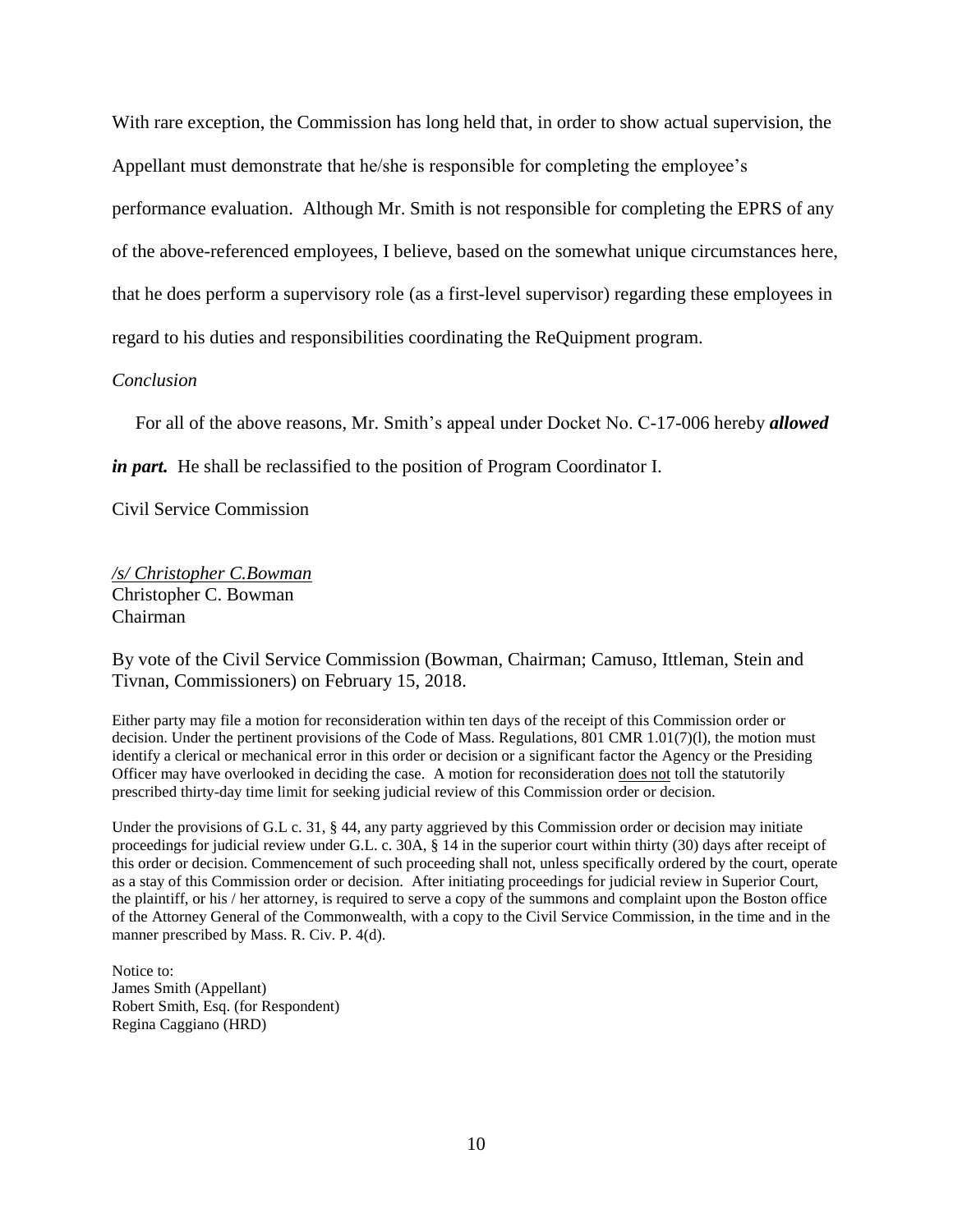With rare exception, the Commission has long held that, in order to show actual supervision, the Appellant must demonstrate that he/she is responsible for completing the employee's performance evaluation. Although Mr. Smith is not responsible for completing the EPRS of any of the above-referenced employees, I believe, based on the somewhat unique circumstances here, that he does perform a supervisory role (as a first-level supervisor) regarding these employees in regard to his duties and responsibilities coordinating the ReQuipment program.

*Conclusion*

For all of the above reasons, Mr. Smith's appeal under Docket No. C-17-006 hereby ***allowed in part.*** He shall be reclassified to the position of Program Coordinator I.

Civil Service Commission

*/s/ Christopher C.Bowman*
Christopher C. Bowman
Chairman

By vote of the Civil Service Commission (Bowman, Chairman; Camuso, Ittleman, Stein and Tivnan, Commissioners) on February 15, 2018.

Either party may file a motion for reconsideration within ten days of the receipt of this Commission order or decision. Under the pertinent provisions of the Code of Mass. Regulations, 801 CMR 1.01(7)(l), the motion must identify a clerical or mechanical error in this order or decision or a significant factor the Agency or the Presiding Officer may have overlooked in deciding the case. A motion for reconsideration does not toll the statutorily prescribed thirty-day time limit for seeking judicial review of this Commission order or decision.

Under the provisions of G.L c. 31, § 44, any party aggrieved by this Commission order or decision may initiate proceedings for judicial review under G.L. c. 30A, § 14 in the superior court within thirty (30) days after receipt of this order or decision. Commencement of such proceeding shall not, unless specifically ordered by the court, operate as a stay of this Commission order or decision. After initiating proceedings for judicial review in Superior Court, the plaintiff, or his / her attorney, is required to serve a copy of the summons and complaint upon the Boston office of the Attorney General of the Commonwealth, with a copy to the Civil Service Commission, in the time and in the manner prescribed by Mass. R. Civ. P. 4(d).

Notice to:
James Smith (Appellant)
Robert Smith, Esq. (for Respondent)
Regina Caggiano (HRD)